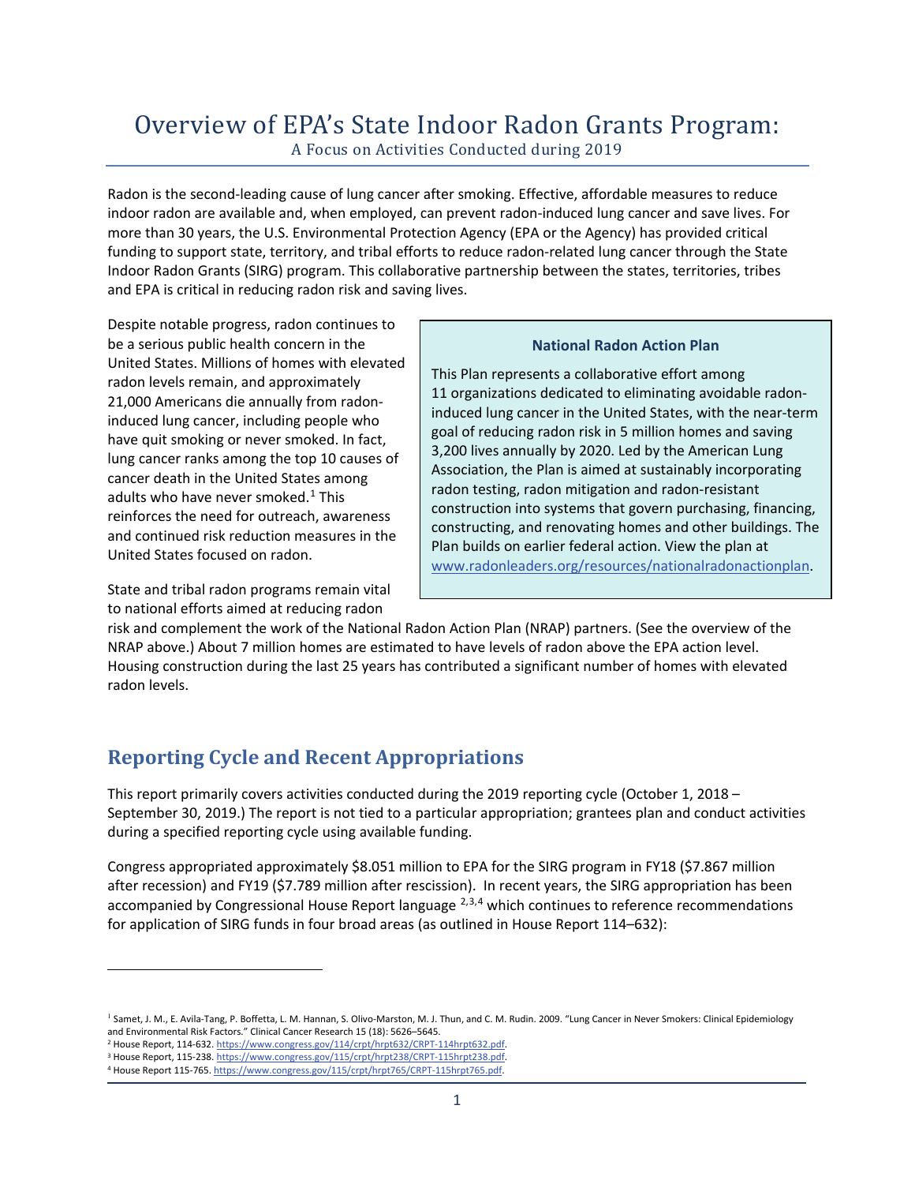# Overview of EPA's State Indoor Radon Grants Program:

A Focus on Activities Conducted during 2019

Radon is the second-leading cause of lung cancer after smoking. Effective, affordable measures to reduce indoor radon are available and, when employed, can prevent radon-induced lung cancer and save lives. For more than 30 years, the U.S. Environmental Protection Agency (EPA or the Agency) has provided critical funding to support state, territory, and tribal efforts to reduce radon-related lung cancer through the State Indoor Radon Grants (SIRG) program. This collaborative partnership between the states, territories, tribes and EPA is critical in reducing radon risk and saving lives.

Despite notable progress, radon continues to be a serious public health concern in the United States. Millions of homes with elevated radon levels remain, and approximately 21,000 Americans die annually from radon-induced lung cancer, including people who have quit smoking or never smoked. In fact, lung cancer ranks among the top 10 causes of cancer death in the United States among adults who have never smoked.[1] This reinforces the need for outreach, awareness and continued risk reduction measures in the United States focused on radon.

> **National Radon Action Plan**
>
> This Plan represents a collaborative effort among 11 organizations dedicated to eliminating avoidable radon-induced lung cancer in the United States, with the near-term goal of reducing radon risk in 5 million homes and saving 3,200 lives annually by 2020. Led by the American Lung Association, the Plan is aimed at sustainably incorporating radon testing, radon mitigation and radon-resistant construction into systems that govern purchasing, financing, constructing, and renovating homes and other buildings. The Plan builds on earlier federal action. View the plan at www.radonleaders.org/resources/nationalradonactionplan.

State and tribal radon programs remain vital to national efforts aimed at reducing radon risk and complement the work of the National Radon Action Plan (NRAP) partners. (See the overview of the NRAP above.) About 7 million homes are estimated to have levels of radon above the EPA action level. Housing construction during the last 25 years has contributed a significant number of homes with elevated radon levels.

## Reporting Cycle and Recent Appropriations

This report primarily covers activities conducted during the 2019 reporting cycle (October 1, 2018 – September 30, 2019.) The report is not tied to a particular appropriation; grantees plan and conduct activities during a specified reporting cycle using available funding.

Congress appropriated approximately $8.051 million to EPA for the SIRG program in FY18 ($7.867 million after recession) and FY19 ($7.789 million after rescission). In recent years, the SIRG appropriation has been accompanied by Congressional House Report language [2,3,4] which continues to reference recommendations for application of SIRG funds in four broad areas (as outlined in House Report 114–632):

---

[1] Samet, J. M., E. Avila-Tang, P. Boffetta, L. M. Hannan, S. Olivo-Marston, M. J. Thun, and C. M. Rudin. 2009. "Lung Cancer in Never Smokers: Clinical Epidemiology and Environmental Risk Factors." Clinical Cancer Research 15 (18): 5626–5645.

[2] House Report, 114-632. https://www.congress.gov/114/crpt/hrpt632/CRPT-114hrpt632.pdf.

[3] House Report, 115-238. https://www.congress.gov/115/crpt/hrpt238/CRPT-115hrpt238.pdf.

[4] House Report 115-765. https://www.congress.gov/115/crpt/hrpt765/CRPT-115hrpt765.pdf.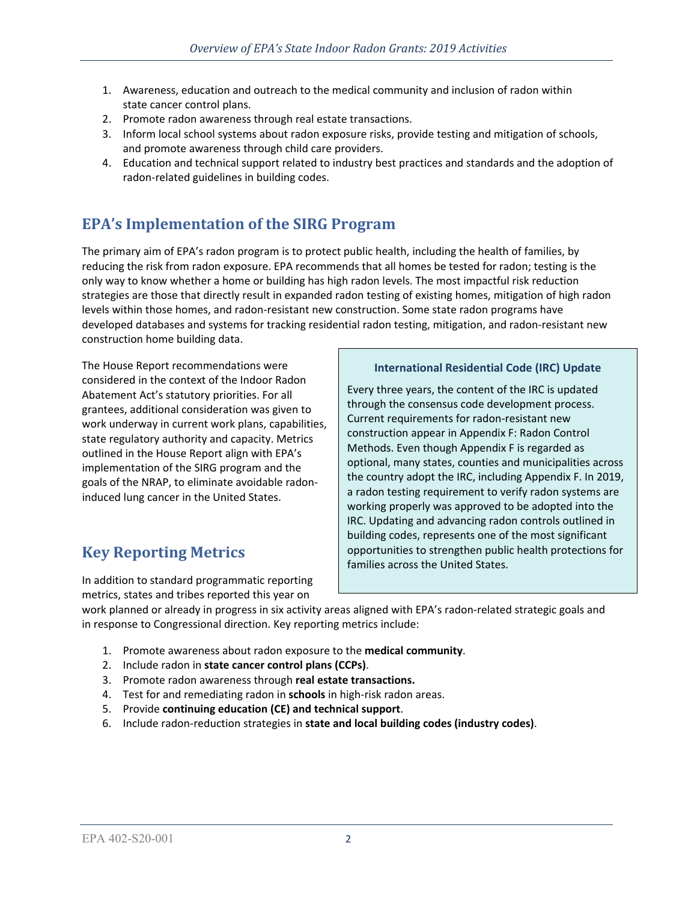1. Awareness, education and outreach to the medical community and inclusion of radon within state cancer control plans.
2. Promote radon awareness through real estate transactions.
3. Inform local school systems about radon exposure risks, provide testing and mitigation of schools, and promote awareness through child care providers.
4. Education and technical support related to industry best practices and standards and the adoption of radon-related guidelines in building codes.

## EPA's Implementation of the SIRG Program

The primary aim of EPA's radon program is to protect public health, including the health of families, by reducing the risk from radon exposure. EPA recommends that all homes be tested for radon; testing is the only way to know whether a home or building has high radon levels. The most impactful risk reduction strategies are those that directly result in expanded radon testing of existing homes, mitigation of high radon levels within those homes, and radon-resistant new construction. Some state radon programs have developed databases and systems for tracking residential radon testing, mitigation, and radon-resistant new construction home building data.

The House Report recommendations were considered in the context of the Indoor Radon Abatement Act's statutory priorities. For all grantees, additional consideration was given to work underway in current work plans, capabilities, state regulatory authority and capacity. Metrics outlined in the House Report align with EPA's implementation of the SIRG program and the goals of the NRAP, to eliminate avoidable radon-induced lung cancer in the United States.

> **International Residential Code (IRC) Update**
>
> Every three years, the content of the IRC is updated through the consensus code development process. Current requirements for radon-resistant new construction appear in Appendix F: Radon Control Methods. Even though Appendix F is regarded as optional, many states, counties and municipalities across the country adopt the IRC, including Appendix F. In 2019, a radon testing requirement to verify radon systems are working properly was approved to be adopted into the IRC. Updating and advancing radon controls outlined in building codes, represents one of the most significant opportunities to strengthen public health protections for families across the United States.

## Key Reporting Metrics

In addition to standard programmatic reporting metrics, states and tribes reported this year on work planned or already in progress in six activity areas aligned with EPA's radon-related strategic goals and in response to Congressional direction. Key reporting metrics include:

1. Promote awareness about radon exposure to the **medical community**.
2. Include radon in **state cancer control plans (CCPs)**.
3. Promote radon awareness through **real estate transactions.**
4. Test for and remediating radon in **schools** in high-risk radon areas.
5. Provide **continuing education (CE) and technical support**.
6. Include radon-reduction strategies in **state and local building codes (industry codes)**.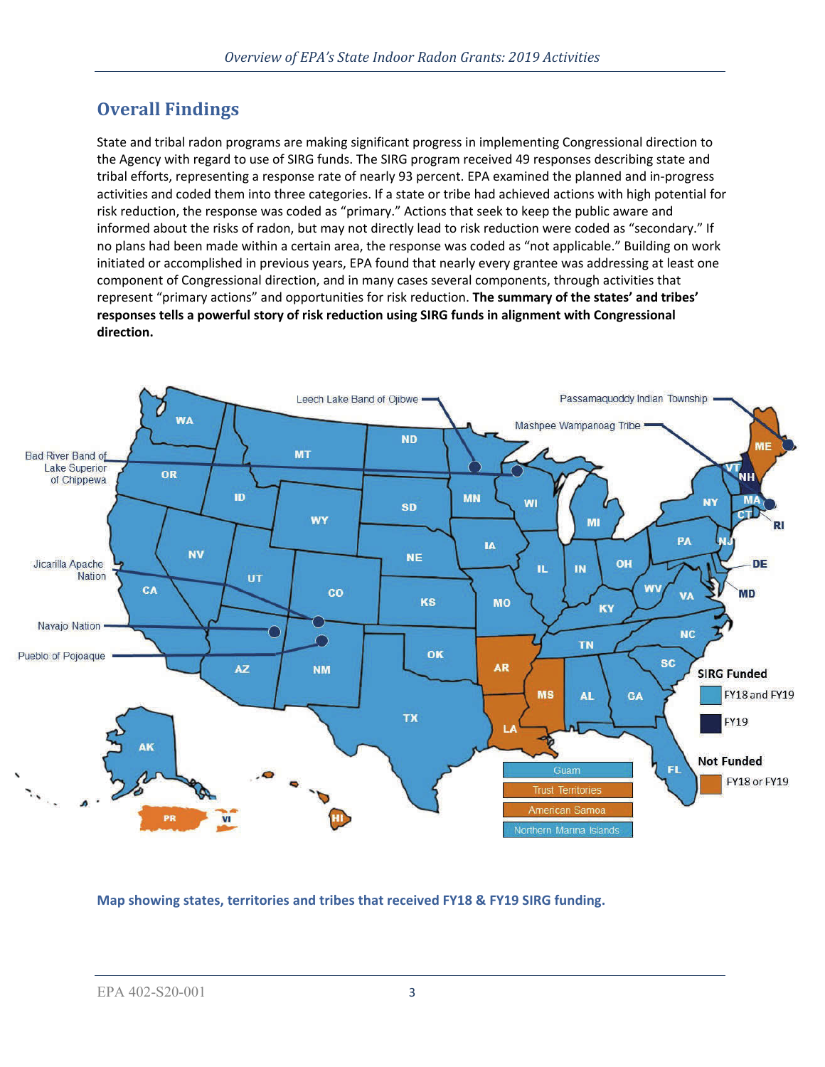## Overall Findings

State and tribal radon programs are making significant progress in implementing Congressional direction to the Agency with regard to use of SIRG funds. The SIRG program received 49 responses describing state and tribal efforts, representing a response rate of nearly 93 percent. EPA examined the planned and in-progress activities and coded them into three categories. If a state or tribe had achieved actions with high potential for risk reduction, the response was coded as "primary." Actions that seek to keep the public aware and informed about the risks of radon, but may not directly lead to risk reduction were coded as "secondary." If no plans had been made within a certain area, the response was coded as "not applicable." Building on work initiated or accomplished in previous years, EPA found that nearly every grantee was addressing at least one component of Congressional direction, and in many cases several components, through activities that represent "primary actions" and opportunities for risk reduction. **The summary of the states' and tribes' responses tells a powerful story of risk reduction using SIRG funds in alignment with Congressional direction.**

**Map showing states, territories and tribes that received FY18 & FY19 SIRG funding.**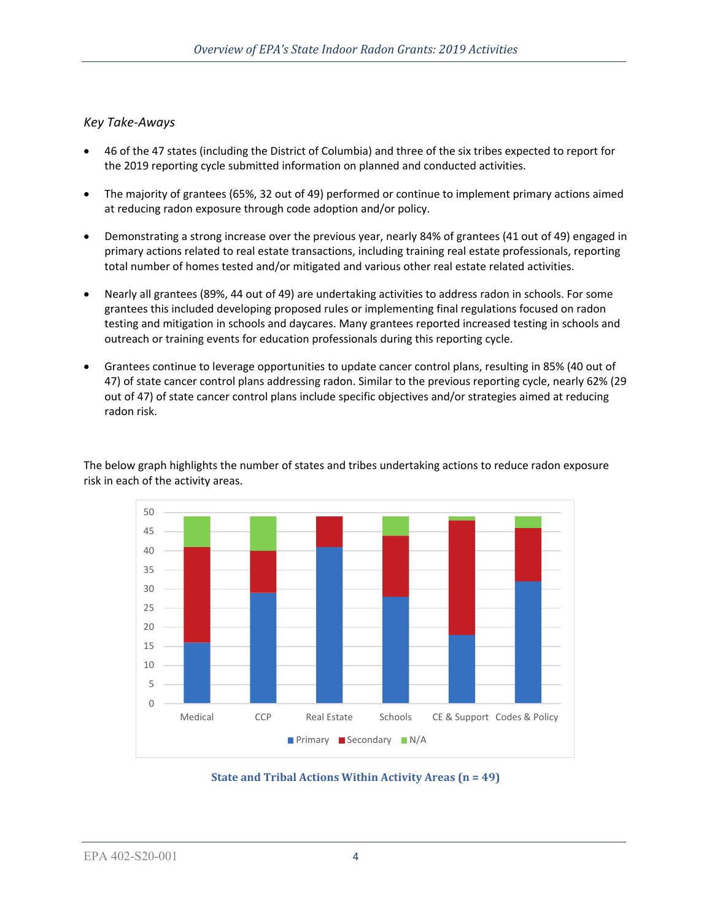*Key Take-Aways*

- 46 of the 47 states (including the District of Columbia) and three of the six tribes expected to report for the 2019 reporting cycle submitted information on planned and conducted activities.
- The majority of grantees (65%, 32 out of 49) performed or continue to implement primary actions aimed at reducing radon exposure through code adoption and/or policy.
- Demonstrating a strong increase over the previous year, nearly 84% of grantees (41 out of 49) engaged in primary actions related to real estate transactions, including training real estate professionals, reporting total number of homes tested and/or mitigated and various other real estate related activities.
- Nearly all grantees (89%, 44 out of 49) are undertaking activities to address radon in schools. For some grantees this included developing proposed rules or implementing final regulations focused on radon testing and mitigation in schools and daycares. Many grantees reported increased testing in schools and outreach or training events for education professionals during this reporting cycle.
- Grantees continue to leverage opportunities to update cancer control plans, resulting in 85% (40 out of 47) of state cancer control plans addressing radon. Similar to the previous reporting cycle, nearly 62% (29 out of 47) of state cancer control plans include specific objectives and/or strategies aimed at reducing radon risk.

The below graph highlights the number of states and tribes undertaking actions to reduce radon exposure risk in each of the activity areas.

| Activity Area | Primary | Secondary | N/A |
|---|---|---|---|
| Medical | 16 | 25 | 8 |
| CCP | 29 | 11 | 9 |
| Real Estate | 41 | 8 | 0 |
| Schools | 28 | 16 | 5 |
| CE & Support | 18 | 30 | 1 |
| Codes & Policy | 32 | 14 | 3 |

**State and Tribal Actions Within Activity Areas (n = 49)**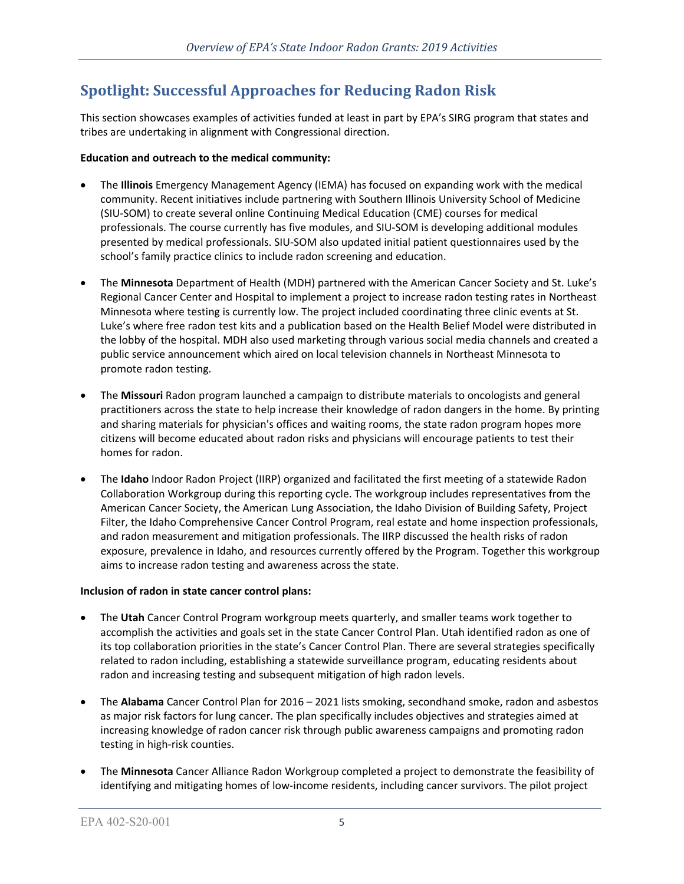## Spotlight: Successful Approaches for Reducing Radon Risk

This section showcases examples of activities funded at least in part by EPA's SIRG program that states and tribes are undertaking in alignment with Congressional direction.

**Education and outreach to the medical community:**

- The **Illinois** Emergency Management Agency (IEMA) has focused on expanding work with the medical community. Recent initiatives include partnering with Southern Illinois University School of Medicine (SIU-SOM) to create several online Continuing Medical Education (CME) courses for medical professionals. The course currently has five modules, and SIU-SOM is developing additional modules presented by medical professionals. SIU-SOM also updated initial patient questionnaires used by the school's family practice clinics to include radon screening and education.

- The **Minnesota** Department of Health (MDH) partnered with the American Cancer Society and St. Luke's Regional Cancer Center and Hospital to implement a project to increase radon testing rates in Northeast Minnesota where testing is currently low. The project included coordinating three clinic events at St. Luke's where free radon test kits and a publication based on the Health Belief Model were distributed in the lobby of the hospital. MDH also used marketing through various social media channels and created a public service announcement which aired on local television channels in Northeast Minnesota to promote radon testing.

- The **Missouri** Radon program launched a campaign to distribute materials to oncologists and general practitioners across the state to help increase their knowledge of radon dangers in the home. By printing and sharing materials for physician's offices and waiting rooms, the state radon program hopes more citizens will become educated about radon risks and physicians will encourage patients to test their homes for radon.

- The **Idaho** Indoor Radon Project (IIRP) organized and facilitated the first meeting of a statewide Radon Collaboration Workgroup during this reporting cycle. The workgroup includes representatives from the American Cancer Society, the American Lung Association, the Idaho Division of Building Safety, Project Filter, the Idaho Comprehensive Cancer Control Program, real estate and home inspection professionals, and radon measurement and mitigation professionals. The IIRP discussed the health risks of radon exposure, prevalence in Idaho, and resources currently offered by the Program. Together this workgroup aims to increase radon testing and awareness across the state.

**Inclusion of radon in state cancer control plans:**

- The **Utah** Cancer Control Program workgroup meets quarterly, and smaller teams work together to accomplish the activities and goals set in the state Cancer Control Plan. Utah identified radon as one of its top collaboration priorities in the state's Cancer Control Plan. There are several strategies specifically related to radon including, establishing a statewide surveillance program, educating residents about radon and increasing testing and subsequent mitigation of high radon levels.

- The **Alabama** Cancer Control Plan for 2016 – 2021 lists smoking, secondhand smoke, radon and asbestos as major risk factors for lung cancer. The plan specifically includes objectives and strategies aimed at increasing knowledge of radon cancer risk through public awareness campaigns and promoting radon testing in high-risk counties.

- The **Minnesota** Cancer Alliance Radon Workgroup completed a project to demonstrate the feasibility of identifying and mitigating homes of low-income residents, including cancer survivors. The pilot project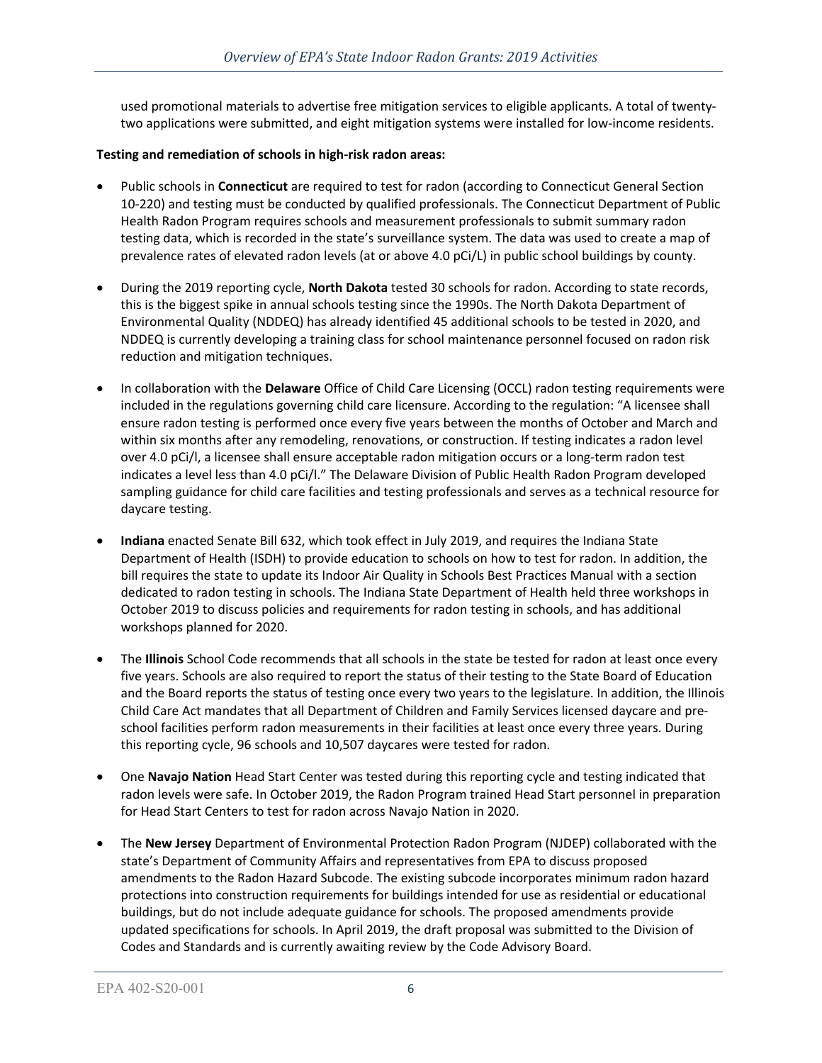used promotional materials to advertise free mitigation services to eligible applicants. A total of twenty-two applications were submitted, and eight mitigation systems were installed for low-income residents.

**Testing and remediation of schools in high-risk radon areas:**

- Public schools in **Connecticut** are required to test for radon (according to Connecticut General Section 10-220) and testing must be conducted by qualified professionals. The Connecticut Department of Public Health Radon Program requires schools and measurement professionals to submit summary radon testing data, which is recorded in the state's surveillance system. The data was used to create a map of prevalence rates of elevated radon levels (at or above 4.0 pCi/L) in public school buildings by county.

- During the 2019 reporting cycle, **North Dakota** tested 30 schools for radon. According to state records, this is the biggest spike in annual schools testing since the 1990s. The North Dakota Department of Environmental Quality (NDDEQ) has already identified 45 additional schools to be tested in 2020, and NDDEQ is currently developing a training class for school maintenance personnel focused on radon risk reduction and mitigation techniques.

- In collaboration with the **Delaware** Office of Child Care Licensing (OCCL) radon testing requirements were included in the regulations governing child care licensure. According to the regulation: "A licensee shall ensure radon testing is performed once every five years between the months of October and March and within six months after any remodeling, renovations, or construction. If testing indicates a radon level over 4.0 pCi/l, a licensee shall ensure acceptable radon mitigation occurs or a long-term radon test indicates a level less than 4.0 pCi/l." The Delaware Division of Public Health Radon Program developed sampling guidance for child care facilities and testing professionals and serves as a technical resource for daycare testing.

- **Indiana** enacted Senate Bill 632, which took effect in July 2019, and requires the Indiana State Department of Health (ISDH) to provide education to schools on how to test for radon. In addition, the bill requires the state to update its Indoor Air Quality in Schools Best Practices Manual with a section dedicated to radon testing in schools. The Indiana State Department of Health held three workshops in October 2019 to discuss policies and requirements for radon testing in schools, and has additional workshops planned for 2020.

- The **Illinois** School Code recommends that all schools in the state be tested for radon at least once every five years. Schools are also required to report the status of their testing to the State Board of Education and the Board reports the status of testing once every two years to the legislature. In addition, the Illinois Child Care Act mandates that all Department of Children and Family Services licensed daycare and pre-school facilities perform radon measurements in their facilities at least once every three years. During this reporting cycle, 96 schools and 10,507 daycares were tested for radon.

- One **Navajo Nation** Head Start Center was tested during this reporting cycle and testing indicated that radon levels were safe. In October 2019, the Radon Program trained Head Start personnel in preparation for Head Start Centers to test for radon across Navajo Nation in 2020.

- The **New Jersey** Department of Environmental Protection Radon Program (NJDEP) collaborated with the state's Department of Community Affairs and representatives from EPA to discuss proposed amendments to the Radon Hazard Subcode. The existing subcode incorporates minimum radon hazard protections into construction requirements for buildings intended for use as residential or educational buildings, but do not include adequate guidance for schools. The proposed amendments provide updated specifications for schools. In April 2019, the draft proposal was submitted to the Division of Codes and Standards and is currently awaiting review by the Code Advisory Board.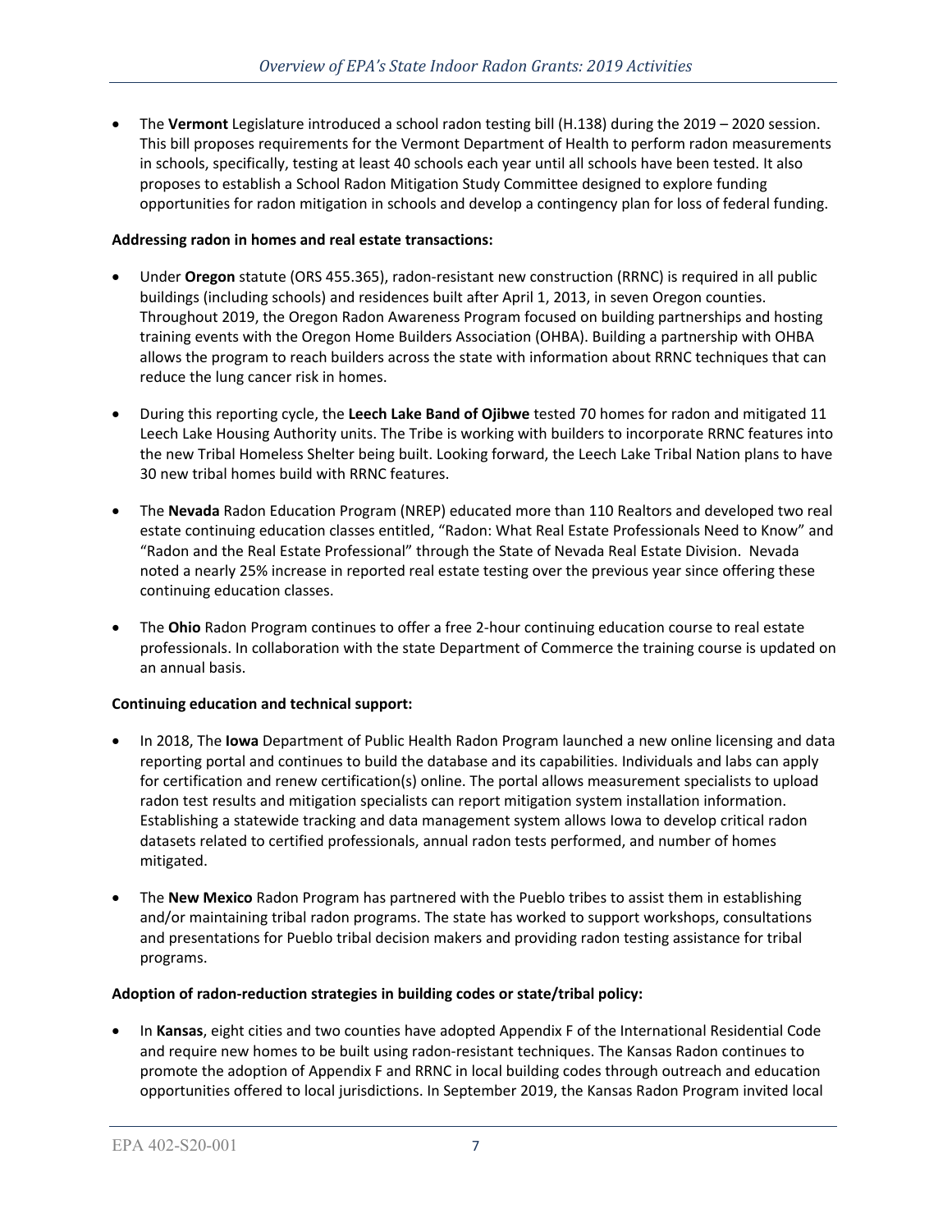- The **Vermont** Legislature introduced a school radon testing bill (H.138) during the 2019 – 2020 session. This bill proposes requirements for the Vermont Department of Health to perform radon measurements in schools, specifically, testing at least 40 schools each year until all schools have been tested. It also proposes to establish a School Radon Mitigation Study Committee designed to explore funding opportunities for radon mitigation in schools and develop a contingency plan for loss of federal funding.

**Addressing radon in homes and real estate transactions:**

- Under **Oregon** statute (ORS 455.365), radon-resistant new construction (RRNC) is required in all public buildings (including schools) and residences built after April 1, 2013, in seven Oregon counties. Throughout 2019, the Oregon Radon Awareness Program focused on building partnerships and hosting training events with the Oregon Home Builders Association (OHBA). Building a partnership with OHBA allows the program to reach builders across the state with information about RRNC techniques that can reduce the lung cancer risk in homes.
- During this reporting cycle, the **Leech Lake Band of Ojibwe** tested 70 homes for radon and mitigated 11 Leech Lake Housing Authority units. The Tribe is working with builders to incorporate RRNC features into the new Tribal Homeless Shelter being built. Looking forward, the Leech Lake Tribal Nation plans to have 30 new tribal homes build with RRNC features.
- The **Nevada** Radon Education Program (NREP) educated more than 110 Realtors and developed two real estate continuing education classes entitled, "Radon: What Real Estate Professionals Need to Know" and "Radon and the Real Estate Professional" through the State of Nevada Real Estate Division. Nevada noted a nearly 25% increase in reported real estate testing over the previous year since offering these continuing education classes.
- The **Ohio** Radon Program continues to offer a free 2-hour continuing education course to real estate professionals. In collaboration with the state Department of Commerce the training course is updated on an annual basis.

**Continuing education and technical support:**

- In 2018, The **Iowa** Department of Public Health Radon Program launched a new online licensing and data reporting portal and continues to build the database and its capabilities. Individuals and labs can apply for certification and renew certification(s) online. The portal allows measurement specialists to upload radon test results and mitigation specialists can report mitigation system installation information. Establishing a statewide tracking and data management system allows Iowa to develop critical radon datasets related to certified professionals, annual radon tests performed, and number of homes mitigated.
- The **New Mexico** Radon Program has partnered with the Pueblo tribes to assist them in establishing and/or maintaining tribal radon programs. The state has worked to support workshops, consultations and presentations for Pueblo tribal decision makers and providing radon testing assistance for tribal programs.

**Adoption of radon-reduction strategies in building codes or state/tribal policy:**

- In **Kansas**, eight cities and two counties have adopted Appendix F of the International Residential Code and require new homes to be built using radon-resistant techniques. The Kansas Radon continues to promote the adoption of Appendix F and RRNC in local building codes through outreach and education opportunities offered to local jurisdictions. In September 2019, the Kansas Radon Program invited local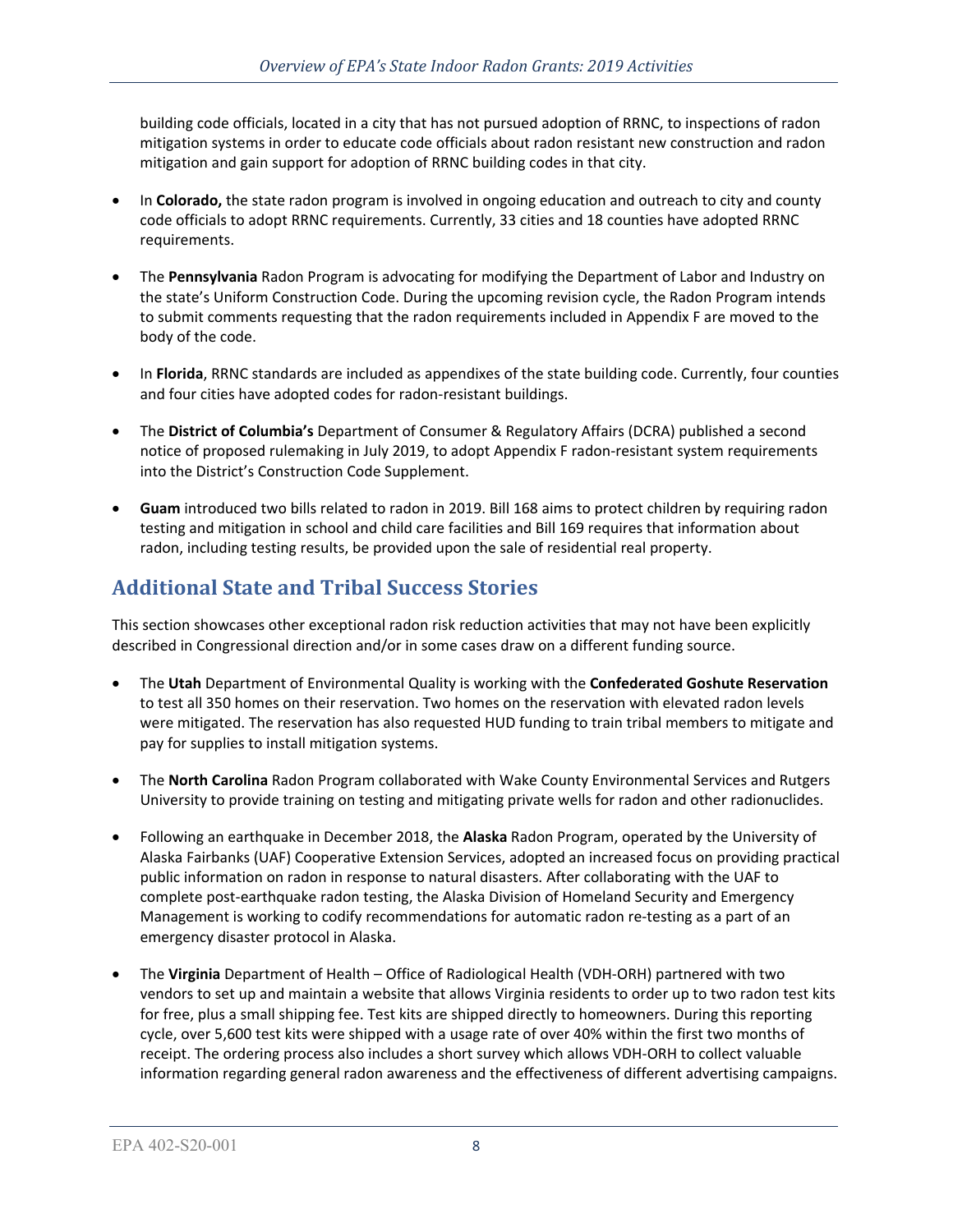building code officials, located in a city that has not pursued adoption of RRNC, to inspections of radon mitigation systems in order to educate code officials about radon resistant new construction and radon mitigation and gain support for adoption of RRNC building codes in that city.

- In **Colorado,** the state radon program is involved in ongoing education and outreach to city and county code officials to adopt RRNC requirements. Currently, 33 cities and 18 counties have adopted RRNC requirements.
- The **Pennsylvania** Radon Program is advocating for modifying the Department of Labor and Industry on the state's Uniform Construction Code. During the upcoming revision cycle, the Radon Program intends to submit comments requesting that the radon requirements included in Appendix F are moved to the body of the code.
- In **Florida**, RRNC standards are included as appendixes of the state building code. Currently, four counties and four cities have adopted codes for radon-resistant buildings.
- The **District of Columbia's** Department of Consumer & Regulatory Affairs (DCRA) published a second notice of proposed rulemaking in July 2019, to adopt Appendix F radon-resistant system requirements into the District's Construction Code Supplement.
- **Guam** introduced two bills related to radon in 2019. Bill 168 aims to protect children by requiring radon testing and mitigation in school and child care facilities and Bill 169 requires that information about radon, including testing results, be provided upon the sale of residential real property.

## Additional State and Tribal Success Stories

This section showcases other exceptional radon risk reduction activities that may not have been explicitly described in Congressional direction and/or in some cases draw on a different funding source.

- The **Utah** Department of Environmental Quality is working with the **Confederated Goshute Reservation** to test all 350 homes on their reservation. Two homes on the reservation with elevated radon levels were mitigated. The reservation has also requested HUD funding to train tribal members to mitigate and pay for supplies to install mitigation systems.
- The **North Carolina** Radon Program collaborated with Wake County Environmental Services and Rutgers University to provide training on testing and mitigating private wells for radon and other radionuclides.
- Following an earthquake in December 2018, the **Alaska** Radon Program, operated by the University of Alaska Fairbanks (UAF) Cooperative Extension Services, adopted an increased focus on providing practical public information on radon in response to natural disasters. After collaborating with the UAF to complete post-earthquake radon testing, the Alaska Division of Homeland Security and Emergency Management is working to codify recommendations for automatic radon re-testing as a part of an emergency disaster protocol in Alaska.
- The **Virginia** Department of Health – Office of Radiological Health (VDH-ORH) partnered with two vendors to set up and maintain a website that allows Virginia residents to order up to two radon test kits for free, plus a small shipping fee. Test kits are shipped directly to homeowners. During this reporting cycle, over 5,600 test kits were shipped with a usage rate of over 40% within the first two months of receipt. The ordering process also includes a short survey which allows VDH-ORH to collect valuable information regarding general radon awareness and the effectiveness of different advertising campaigns.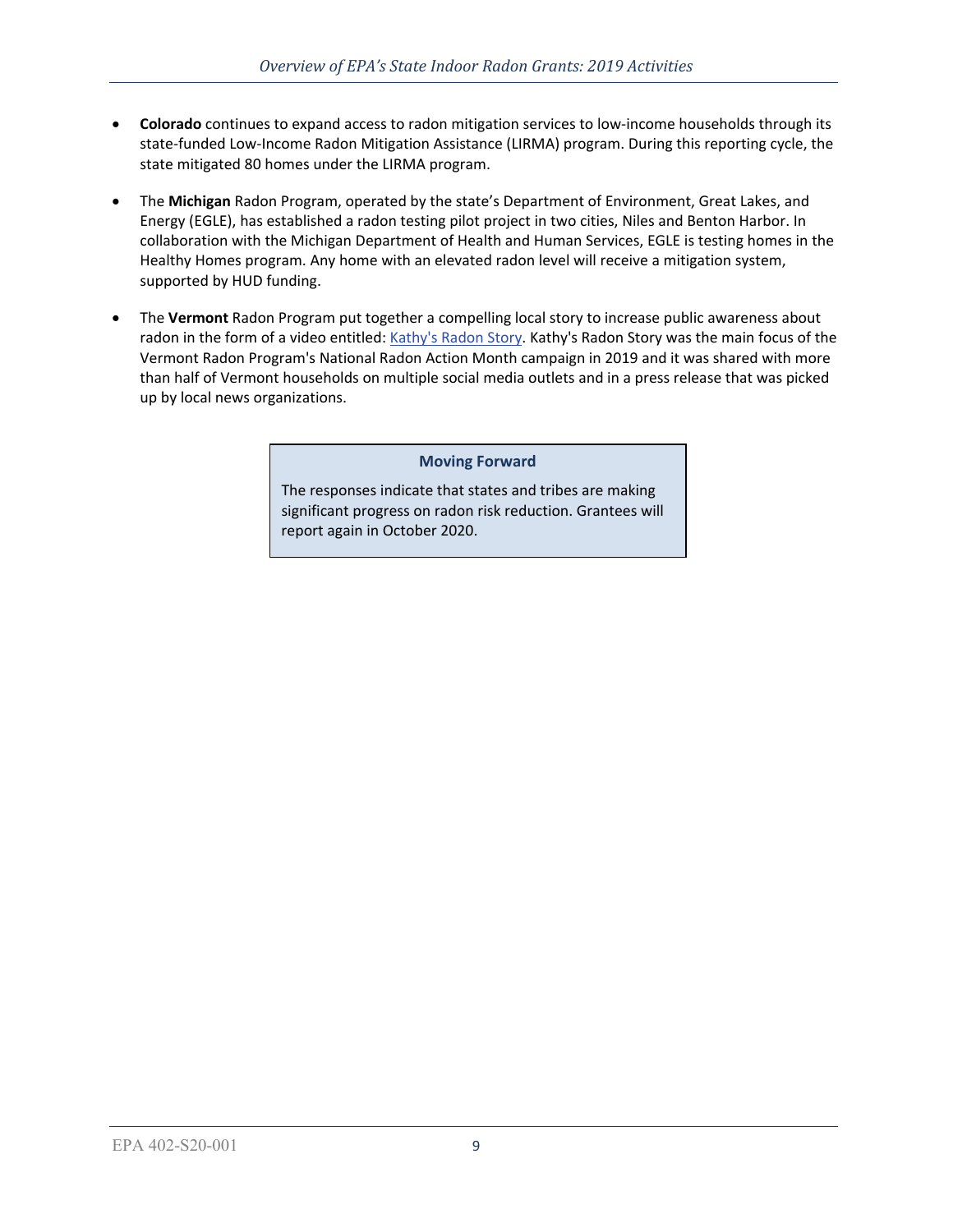- **Colorado** continues to expand access to radon mitigation services to low-income households through its state-funded Low-Income Radon Mitigation Assistance (LIRMA) program. During this reporting cycle, the state mitigated 80 homes under the LIRMA program.
- The **Michigan** Radon Program, operated by the state's Department of Environment, Great Lakes, and Energy (EGLE), has established a radon testing pilot project in two cities, Niles and Benton Harbor. In collaboration with the Michigan Department of Health and Human Services, EGLE is testing homes in the Healthy Homes program. Any home with an elevated radon level will receive a mitigation system, supported by HUD funding.
- The **Vermont** Radon Program put together a compelling local story to increase public awareness about radon in the form of a video entitled: Kathy's Radon Story. Kathy's Radon Story was the main focus of the Vermont Radon Program's National Radon Action Month campaign in 2019 and it was shared with more than half of Vermont households on multiple social media outlets and in a press release that was picked up by local news organizations.

**Moving Forward**

The responses indicate that states and tribes are making significant progress on radon risk reduction. Grantees will report again in October 2020.